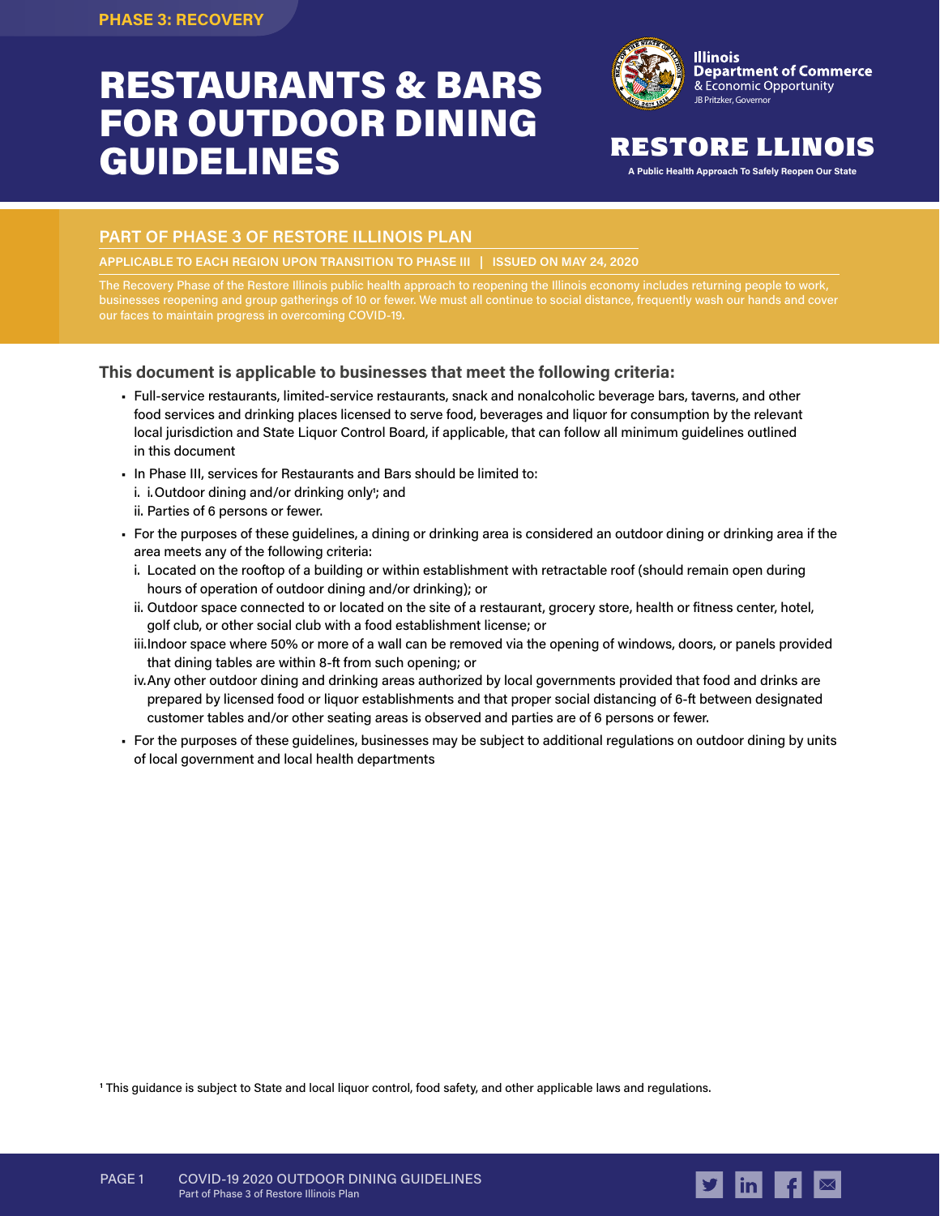PHASE 3: RECOVERY

# RESTAURANTS & BARS FOR OUTDOOR DINING GUIDELINES

Illinois Department of Commerce & Economic Opportunity
JB Pritzker, Governor

RESTORE ILLINOIS
A Public Health Approach To Safely Reopen Our State

## PART OF PHASE 3 OF RESTORE ILLINOIS PLAN

**APPLICABLE TO EACH REGION UPON TRANSITION TO PHASE III | ISSUED ON MAY 24, 2020**

The Recovery Phase of the Restore Illinois public health approach to reopening the Illinois economy includes returning people to work, businesses reopening and group gatherings of 10 or fewer. We must all continue to social distance, frequently wash our hands and cover our faces to maintain progress in overcoming COVID-19.

### This document is applicable to businesses that meet the following criteria:

- Full-service restaurants, limited-service restaurants, snack and nonalcoholic beverage bars, taverns, and other food services and drinking places licensed to serve food, beverages and liquor for consumption by the relevant local jurisdiction and State Liquor Control Board, if applicable, that can follow all minimum guidelines outlined in this document
- In Phase III, services for Restaurants and Bars should be limited to:
  i. Outdoor dining and/or drinking only[1]; and
  ii. Parties of 6 persons or fewer.
- For the purposes of these guidelines, a dining or drinking area is considered an outdoor dining or drinking area if the area meets any of the following criteria:
  i. Located on the rooftop of a building or within establishment with retractable roof (should remain open during hours of operation of outdoor dining and/or drinking); or
  ii. Outdoor space connected to or located on the site of a restaurant, grocery store, health or fitness center, hotel, golf club, or other social club with a food establishment license; or
  iii. Indoor space where 50% or more of a wall can be removed via the opening of windows, doors, or panels provided that dining tables are within 8-ft from such opening; or
  iv. Any other outdoor dining and drinking areas authorized by local governments provided that food and drinks are prepared by licensed food or liquor establishments and that proper social distancing of 6-ft between designated customer tables and/or other seating areas is observed and parties are of 6 persons or fewer.
- For the purposes of these guidelines, businesses may be subject to additional regulations on outdoor dining by units of local government and local health departments

[1] This guidance is subject to State and local liquor control, food safety, and other applicable laws and regulations.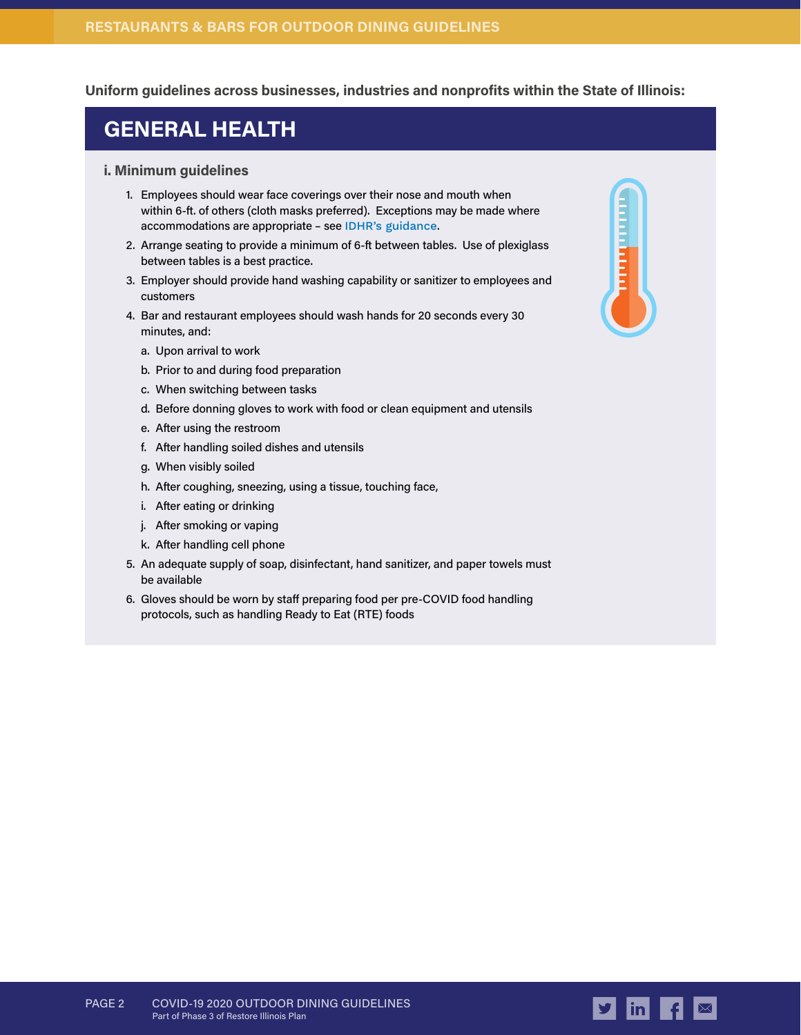Uniform guidelines across businesses, industries and nonprofits within the State of Illinois:

## GENERAL HEALTH

### i. Minimum guidelines

1. Employees should wear face coverings over their nose and mouth when within 6-ft. of others (cloth masks preferred). Exceptions may be made where accommodations are appropriate – see IDHR's guidance.
2. Arrange seating to provide a minimum of 6-ft between tables. Use of plexiglass between tables is a best practice.
3. Employer should provide hand washing capability or sanitizer to employees and customers
4. Bar and restaurant employees should wash hands for 20 seconds every 30 minutes, and:
   a. Upon arrival to work
   b. Prior to and during food preparation
   c. When switching between tasks
   d. Before donning gloves to work with food or clean equipment and utensils
   e. After using the restroom
   f. After handling soiled dishes and utensils
   g. When visibly soiled
   h. After coughing, sneezing, using a tissue, touching face,
   i. After eating or drinking
   j. After smoking or vaping
   k. After handling cell phone
5. An adequate supply of soap, disinfectant, hand sanitizer, and paper towels must be available
6. Gloves should be worn by staff preparing food per pre-COVID food handling protocols, such as handling Ready to Eat (RTE) foods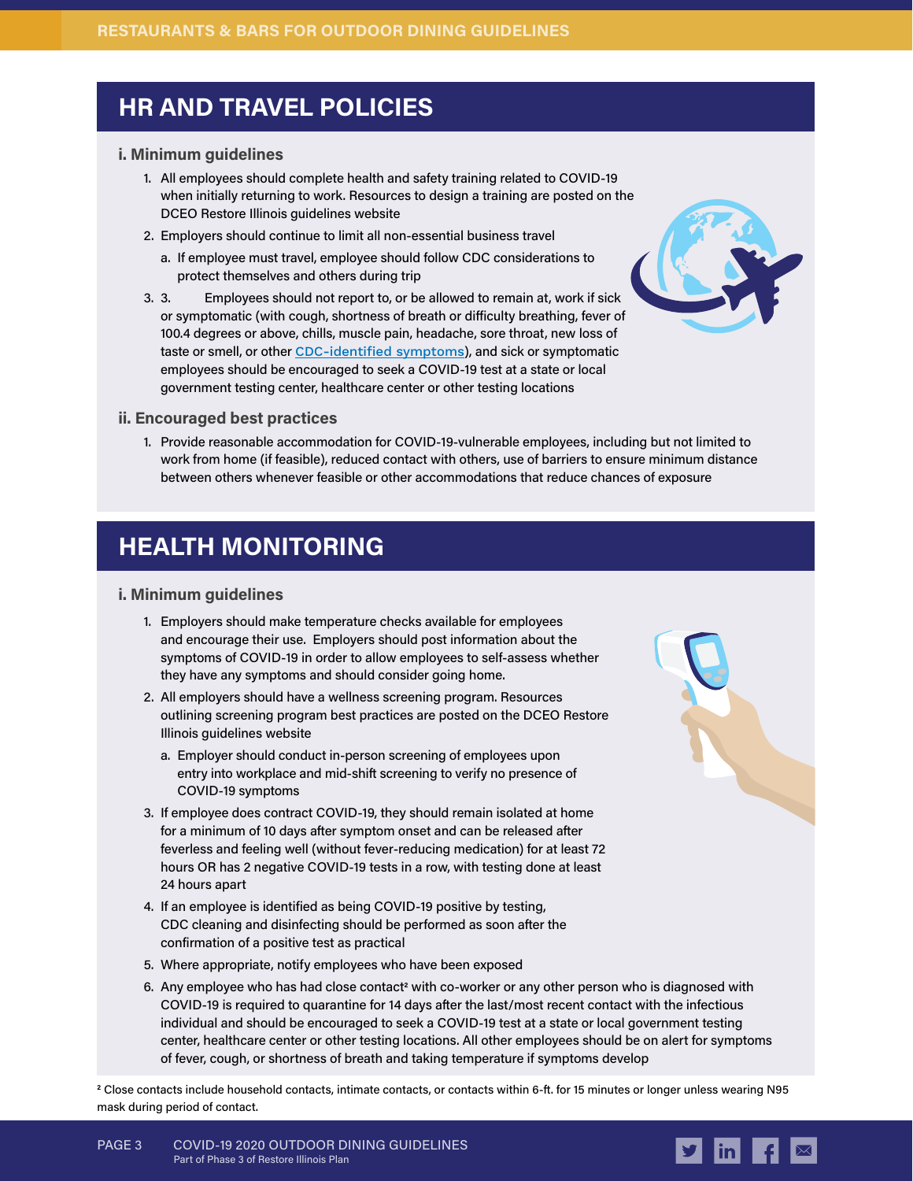## HR AND TRAVEL POLICIES

### i. Minimum guidelines

1. All employees should complete health and safety training related to COVID-19 when initially returning to work. Resources to design a training are posted on the DCEO Restore Illinois guidelines website
2. Employers should continue to limit all non-essential business travel
   a. If employee must travel, employee should follow CDC considerations to protect themselves and others during trip
3. 3. Employees should not report to, or be allowed to remain at, work if sick or symptomatic (with cough, shortness of breath or difficulty breathing, fever of 100.4 degrees or above, chills, muscle pain, headache, sore throat, new loss of taste or smell, or other CDC-identified symptoms), and sick or symptomatic employees should be encouraged to seek a COVID-19 test at a state or local government testing center, healthcare center or other testing locations

### ii. Encouraged best practices

1. Provide reasonable accommodation for COVID-19-vulnerable employees, including but not limited to work from home (if feasible), reduced contact with others, use of barriers to ensure minimum distance between others whenever feasible or other accommodations that reduce chances of exposure

## HEALTH MONITORING

### i. Minimum guidelines

1. Employers should make temperature checks available for employees and encourage their use. Employers should post information about the symptoms of COVID-19 in order to allow employees to self-assess whether they have any symptoms and should consider going home.
2. All employers should have a wellness screening program. Resources outlining screening program best practices are posted on the DCEO Restore Illinois guidelines website
   a. Employer should conduct in-person screening of employees upon entry into workplace and mid-shift screening to verify no presence of COVID-19 symptoms
3. If employee does contract COVID-19, they should remain isolated at home for a minimum of 10 days after symptom onset and can be released after feverless and feeling well (without fever-reducing medication) for at least 72 hours OR has 2 negative COVID-19 tests in a row, with testing done at least 24 hours apart
4. If an employee is identified as being COVID-19 positive by testing, CDC cleaning and disinfecting should be performed as soon after the confirmation of a positive test as practical
5. Where appropriate, notify employees who have been exposed
6. Any employee who has had close contact[2] with co-worker or any other person who is diagnosed with COVID-19 is required to quarantine for 14 days after the last/most recent contact with the infectious individual and should be encouraged to seek a COVID-19 test at a state or local government testing center, healthcare center or other testing locations. All other employees should be on alert for symptoms of fever, cough, or shortness of breath and taking temperature if symptoms develop

[2] Close contacts include household contacts, intimate contacts, or contacts within 6-ft. for 15 minutes or longer unless wearing N95 mask during period of contact.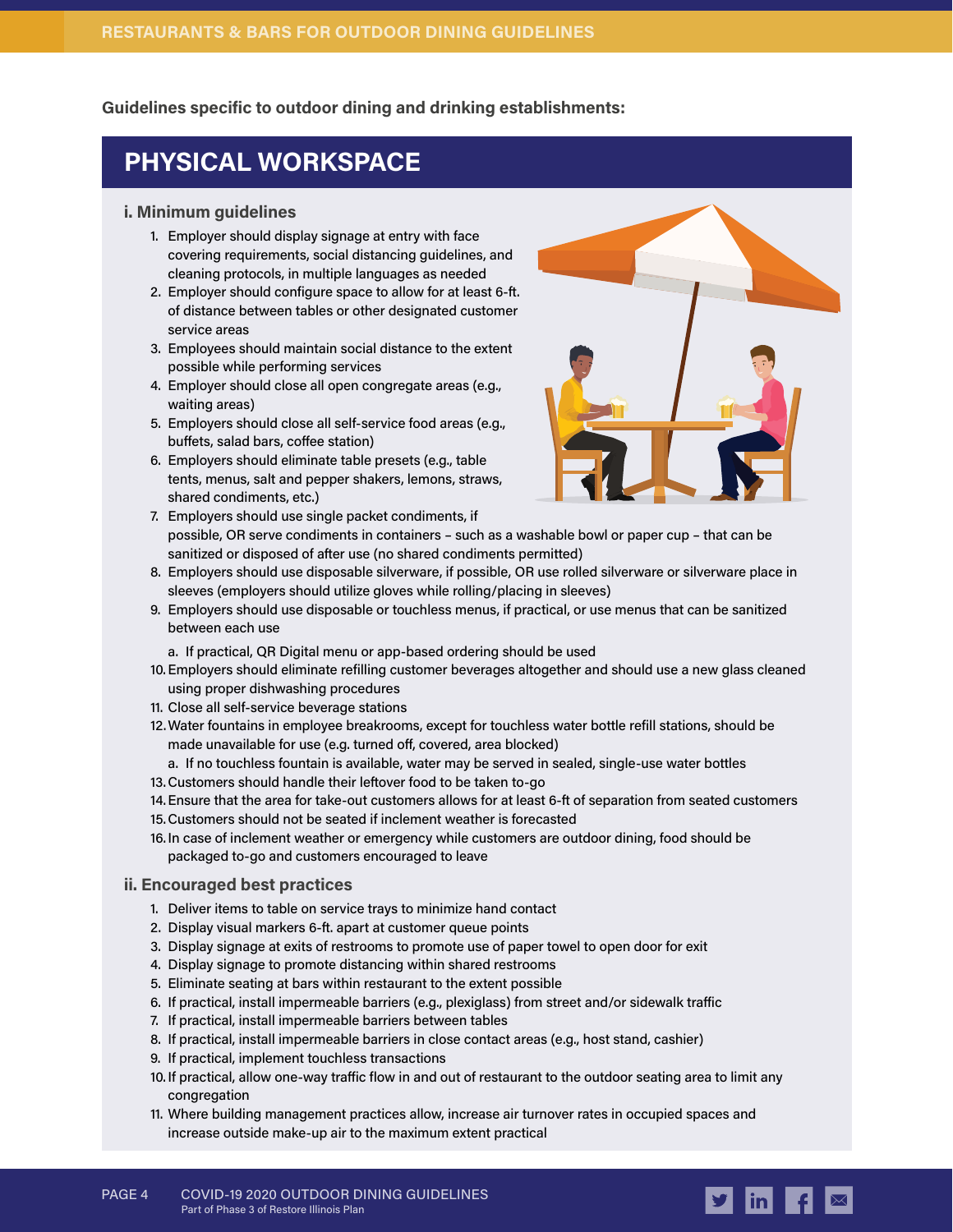Guidelines specific to outdoor dining and drinking establishments:

## PHYSICAL WORKSPACE

### i. Minimum guidelines

1. Employer should display signage at entry with face covering requirements, social distancing guidelines, and cleaning protocols, in multiple languages as needed
2. Employer should configure space to allow for at least 6-ft. of distance between tables or other designated customer service areas
3. Employees should maintain social distance to the extent possible while performing services
4. Employer should close all open congregate areas (e.g., waiting areas)
5. Employers should close all self-service food areas (e.g., buffets, salad bars, coffee station)
6. Employers should eliminate table presets (e.g., table tents, menus, salt and pepper shakers, lemons, straws, shared condiments, etc.)
7. Employers should use single packet condiments, if possible, OR serve condiments in containers – such as a washable bowl or paper cup – that can be sanitized or disposed of after use (no shared condiments permitted)
8. Employers should use disposable silverware, if possible, OR use rolled silverware or silverware place in sleeves (employers should utilize gloves while rolling/placing in sleeves)
9. Employers should use disposable or touchless menus, if practical, or use menus that can be sanitized between each use
   a. If practical, QR Digital menu or app-based ordering should be used
10. Employers should eliminate refilling customer beverages altogether and should use a new glass cleaned using proper dishwashing procedures
11. Close all self-service beverage stations
12. Water fountains in employee breakrooms, except for touchless water bottle refill stations, should be made unavailable for use (e.g. turned off, covered, area blocked)
    a. If no touchless fountain is available, water may be served in sealed, single-use water bottles
13. Customers should handle their leftover food to be taken to-go
14. Ensure that the area for take-out customers allows for at least 6-ft of separation from seated customers
15. Customers should not be seated if inclement weather is forecasted
16. In case of inclement weather or emergency while customers are outdoor dining, food should be packaged to-go and customers encouraged to leave

### ii. Encouraged best practices

1. Deliver items to table on service trays to minimize hand contact
2. Display visual markers 6-ft. apart at customer queue points
3. Display signage at exits of restrooms to promote use of paper towel to open door for exit
4. Display signage to promote distancing within shared restrooms
5. Eliminate seating at bars within restaurant to the extent possible
6. If practical, install impermeable barriers (e.g., plexiglass) from street and/or sidewalk traffic
7. If practical, install impermeable barriers between tables
8. If practical, install impermeable barriers in close contact areas (e.g., host stand, cashier)
9. If practical, implement touchless transactions
10. If practical, allow one-way traffic flow in and out of restaurant to the outdoor seating area to limit any congregation
11. Where building management practices allow, increase air turnover rates in occupied spaces and increase outside make-up air to the maximum extent practical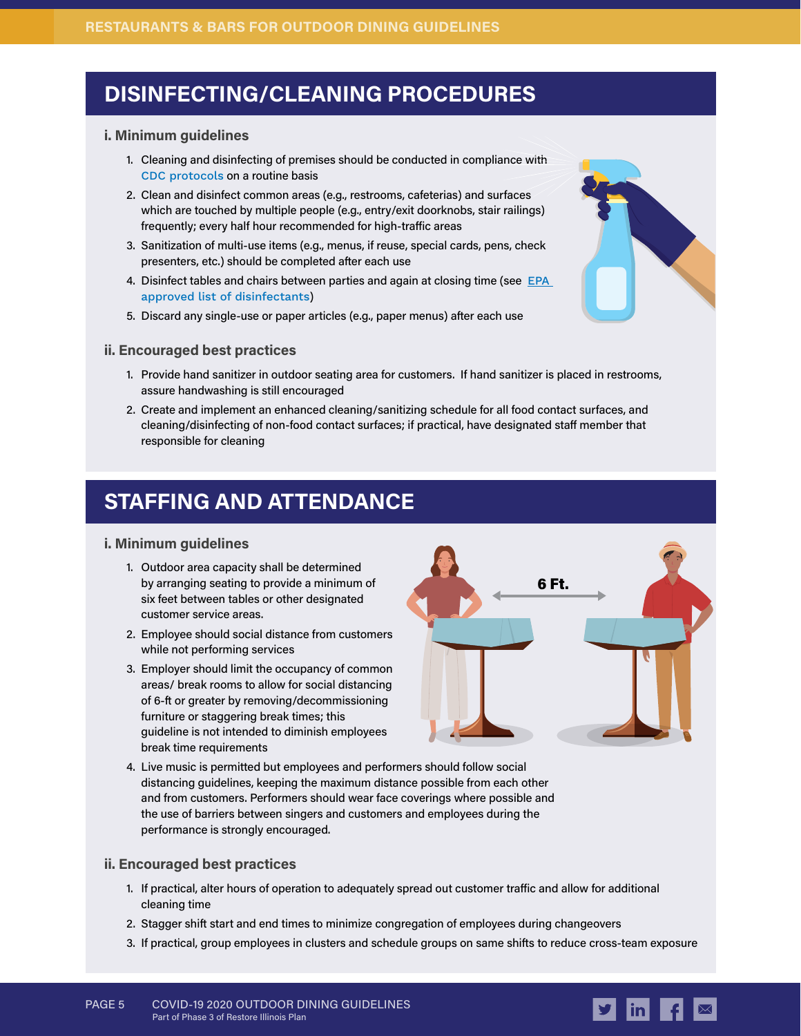## DISINFECTING/CLEANING PROCEDURES

### i. Minimum guidelines

1. Cleaning and disinfecting of premises should be conducted in compliance with CDC protocols on a routine basis
2. Clean and disinfect common areas (e.g., restrooms, cafeterias) and surfaces which are touched by multiple people (e.g., entry/exit doorknobs, stair railings) frequently; every half hour recommended for high-traffic areas
3. Sanitization of multi-use items (e.g., menus, if reuse, special cards, pens, check presenters, etc.) should be completed after each use
4. Disinfect tables and chairs between parties and again at closing time (see EPA approved list of disinfectants)
5. Discard any single-use or paper articles (e.g., paper menus) after each use

### ii. Encouraged best practices

1. Provide hand sanitizer in outdoor seating area for customers. If hand sanitizer is placed in restrooms, assure handwashing is still encouraged
2. Create and implement an enhanced cleaning/sanitizing schedule for all food contact surfaces, and cleaning/disinfecting of non-food contact surfaces; if practical, have designated staff member that responsible for cleaning

## STAFFING AND ATTENDANCE

### i. Minimum guidelines

1. Outdoor area capacity shall be determined by arranging seating to provide a minimum of six feet between tables or other designated customer service areas.
2. Employee should social distance from customers while not performing services
3. Employer should limit the occupancy of common areas/ break rooms to allow for social distancing of 6-ft or greater by removing/decommissioning furniture or staggering break times; this guideline is not intended to diminish employees break time requirements
4. Live music is permitted but employees and performers should follow social distancing guidelines, keeping the maximum distance possible from each other and from customers. Performers should wear face coverings where possible and the use of barriers between singers and customers and employees during the performance is strongly encouraged.

### ii. Encouraged best practices

1. If practical, alter hours of operation to adequately spread out customer traffic and allow for additional cleaning time
2. Stagger shift start and end times to minimize congregation of employees during changeovers
3. If practical, group employees in clusters and schedule groups on same shifts to reduce cross-team exposure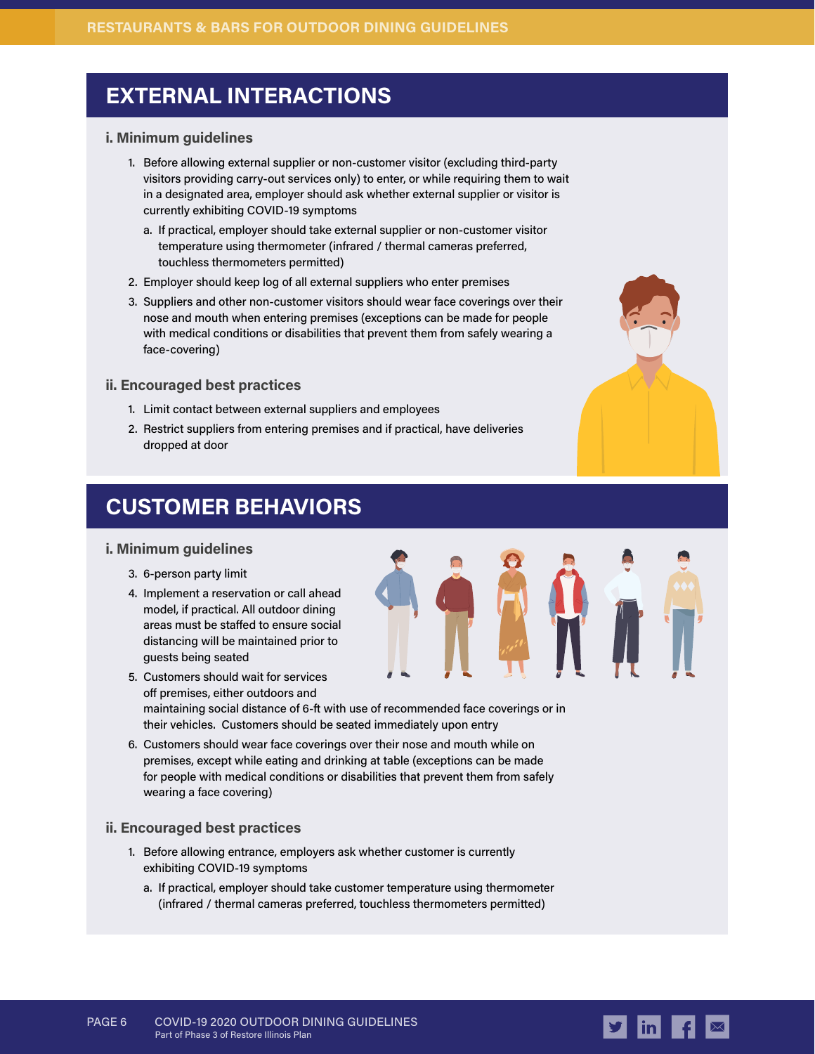## EXTERNAL INTERACTIONS

### i. Minimum guidelines

1. Before allowing external supplier or non-customer visitor (excluding third-party visitors providing carry-out services only) to enter, or while requiring them to wait in a designated area, employer should ask whether external supplier or visitor is currently exhibiting COVID-19 symptoms
   a. If practical, employer should take external supplier or non-customer visitor temperature using thermometer (infrared / thermal cameras preferred, touchless thermometers permitted)
2. Employer should keep log of all external suppliers who enter premises
3. Suppliers and other non-customer visitors should wear face coverings over their nose and mouth when entering premises (exceptions can be made for people with medical conditions or disabilities that prevent them from safely wearing a face-covering)

### ii. Encouraged best practices

1. Limit contact between external suppliers and employees
2. Restrict suppliers from entering premises and if practical, have deliveries dropped at door

## CUSTOMER BEHAVIORS

### i. Minimum guidelines

3. 6-person party limit
4. Implement a reservation or call ahead model, if practical. All outdoor dining areas must be staffed to ensure social distancing will be maintained prior to guests being seated
5. Customers should wait for services off premises, either outdoors and maintaining social distance of 6-ft with use of recommended face coverings or in their vehicles. Customers should be seated immediately upon entry
6. Customers should wear face coverings over their nose and mouth while on premises, except while eating and drinking at table (exceptions can be made for people with medical conditions or disabilities that prevent them from safely wearing a face covering)

### ii. Encouraged best practices

1. Before allowing entrance, employers ask whether customer is currently exhibiting COVID-19 symptoms
   a. If practical, employer should take customer temperature using thermometer (infrared / thermal cameras preferred, touchless thermometers permitted)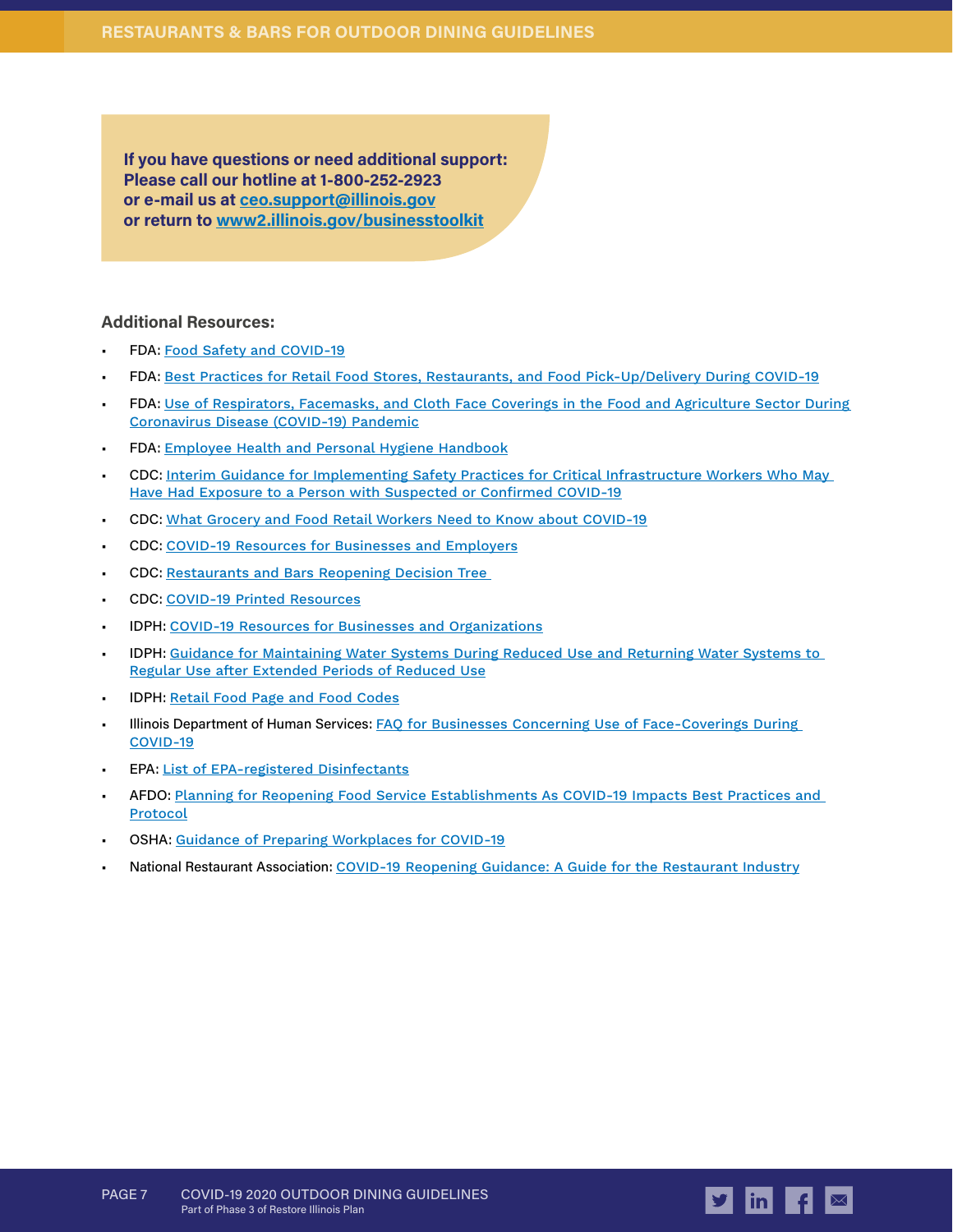**If you have questions or need additional support:**
**Please call our hotline at 1-800-252-2923**
**or e-mail us at ceo.support@illinois.gov**
**or return to www2.illinois.gov/businesstoolkit**

### Additional Resources:

- FDA: Food Safety and COVID-19
- FDA: Best Practices for Retail Food Stores, Restaurants, and Food Pick-Up/Delivery During COVID-19
- FDA: Use of Respirators, Facemasks, and Cloth Face Coverings in the Food and Agriculture Sector During Coronavirus Disease (COVID-19) Pandemic
- FDA: Employee Health and Personal Hygiene Handbook
- CDC: Interim Guidance for Implementing Safety Practices for Critical Infrastructure Workers Who May Have Had Exposure to a Person with Suspected or Confirmed COVID-19
- CDC: What Grocery and Food Retail Workers Need to Know about COVID-19
- CDC: COVID-19 Resources for Businesses and Employers
- CDC: Restaurants and Bars Reopening Decision Tree
- CDC: COVID-19 Printed Resources
- IDPH: COVID-19 Resources for Businesses and Organizations
- IDPH: Guidance for Maintaining Water Systems During Reduced Use and Returning Water Systems to Regular Use after Extended Periods of Reduced Use
- IDPH: Retail Food Page and Food Codes
- Illinois Department of Human Services: FAQ for Businesses Concerning Use of Face-Coverings During COVID-19
- EPA: List of EPA-registered Disinfectants
- AFDO: Planning for Reopening Food Service Establishments As COVID-19 Impacts Best Practices and Protocol
- OSHA: Guidance of Preparing Workplaces for COVID-19
- National Restaurant Association: COVID-19 Reopening Guidance: A Guide for the Restaurant Industry